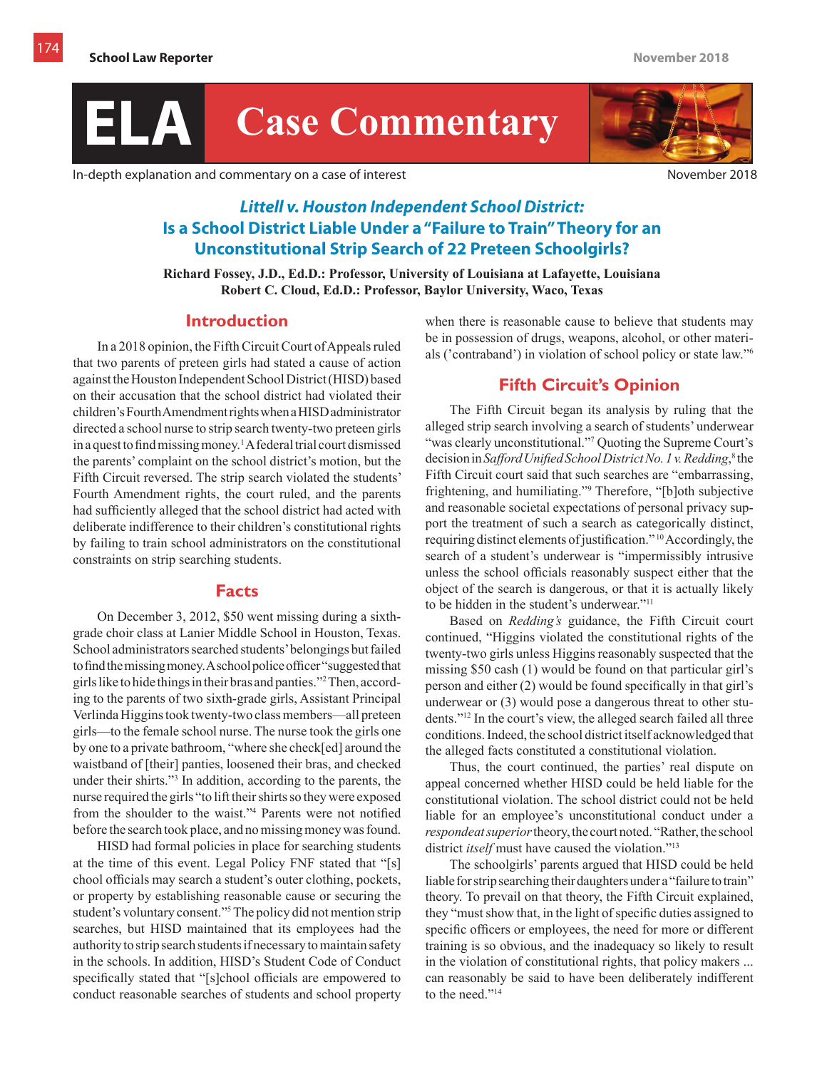# ELA Case Commentary

In-depth explanation and commentary on a case of interest

November 2018

## *Littell v. Houston Independent School District:* Is a School District Liable Under a "Failure to Train" Theory for an Unconstitutional Strip Search of 22 Preteen Schoolgirls?

**Richard Fossey, J.D., Ed.D.: Professor, University of Louisiana at Lafayette, Louisiana**
**Robert C. Cloud, Ed.D.: Professor, Baylor University, Waco, Texas**

### Introduction

In a 2018 opinion, the Fifth Circuit Court of Appeals ruled that two parents of preteen girls had stated a cause of action against the Houston Independent School District (HISD) based on their accusation that the school district had violated their children's Fourth Amendment rights when a HISD administrator directed a school nurse to strip search twenty-two preteen girls in a quest to find missing money.[1] A federal trial court dismissed the parents' complaint on the school district's motion, but the Fifth Circuit reversed. The strip search violated the students' Fourth Amendment rights, the court ruled, and the parents had sufficiently alleged that the school district had acted with deliberate indifference to their children's constitutional rights by failing to train school administrators on the constitutional constraints on strip searching students.

### Facts

On December 3, 2012, $50 went missing during a sixth-grade choir class at Lanier Middle School in Houston, Texas. School administrators searched students' belongings but failed to find the missing money. A school police officer "suggested that girls like to hide things in their bras and panties."[2] Then, according to the parents of two sixth-grade girls, Assistant Principal Verlinda Higgins took twenty-two class members—all preteen girls—to the female school nurse. The nurse took the girls one by one to a private bathroom, "where she check[ed] around the waistband of [their] panties, loosened their bras, and checked under their shirts."[3] In addition, according to the parents, the nurse required the girls "to lift their shirts so they were exposed from the shoulder to the waist."[4] Parents were not notified before the search took place, and no missing money was found.

HISD had formal policies in place for searching students at the time of this event. Legal Policy FNF stated that "[s]chool officials may search a student's outer clothing, pockets, or property by establishing reasonable cause or securing the student's voluntary consent."[5] The policy did not mention strip searches, but HISD maintained that its employees had the authority to strip search students if necessary to maintain safety in the schools. In addition, HISD's Student Code of Conduct specifically stated that "[s]chool officials are empowered to conduct reasonable searches of students and school property when there is reasonable cause to believe that students may be in possession of drugs, weapons, alcohol, or other materials ('contraband') in violation of school policy or state law."[6]

### Fifth Circuit's Opinion

The Fifth Circuit began its analysis by ruling that the alleged strip search involving a search of students' underwear "was clearly unconstitutional."[7] Quoting the Supreme Court's decision in *Safford Unified School District No. 1 v. Redding*,[8] the Fifth Circuit court said that such searches are "embarrassing, frightening, and humiliating."[9] Therefore, "[b]oth subjective and reasonable societal expectations of personal privacy support the treatment of such a search as categorically distinct, requiring distinct elements of justification."[10] Accordingly, the search of a student's underwear is "impermissibly intrusive unless the school officials reasonably suspect either that the object of the search is dangerous, or that it is actually likely to be hidden in the student's underwear."[11]

Based on *Redding's* guidance, the Fifth Circuit court continued, "Higgins violated the constitutional rights of the twenty-two girls unless Higgins reasonably suspected that the missing $50 cash (1) would be found on that particular girl's person and either (2) would be found specifically in that girl's underwear or (3) would pose a dangerous threat to other students."[12] In the court's view, the alleged search failed all three conditions. Indeed, the school district itself acknowledged that the alleged facts constituted a constitutional violation.

Thus, the court continued, the parties' real dispute on appeal concerned whether HISD could be held liable for the constitutional violation. The school district could not be held liable for an employee's unconstitutional conduct under a *respondeat superior* theory, the court noted. "Rather, the school district *itself* must have caused the violation."[13]

The schoolgirls' parents argued that HISD could be held liable for strip searching their daughters under a "failure to train" theory. To prevail on that theory, the Fifth Circuit explained, they "must show that, in the light of specific duties assigned to specific officers or employees, the need for more or different training is so obvious, and the inadequacy so likely to result in the violation of constitutional rights, that policy makers ... can reasonably be said to have been deliberately indifferent to the need."[14]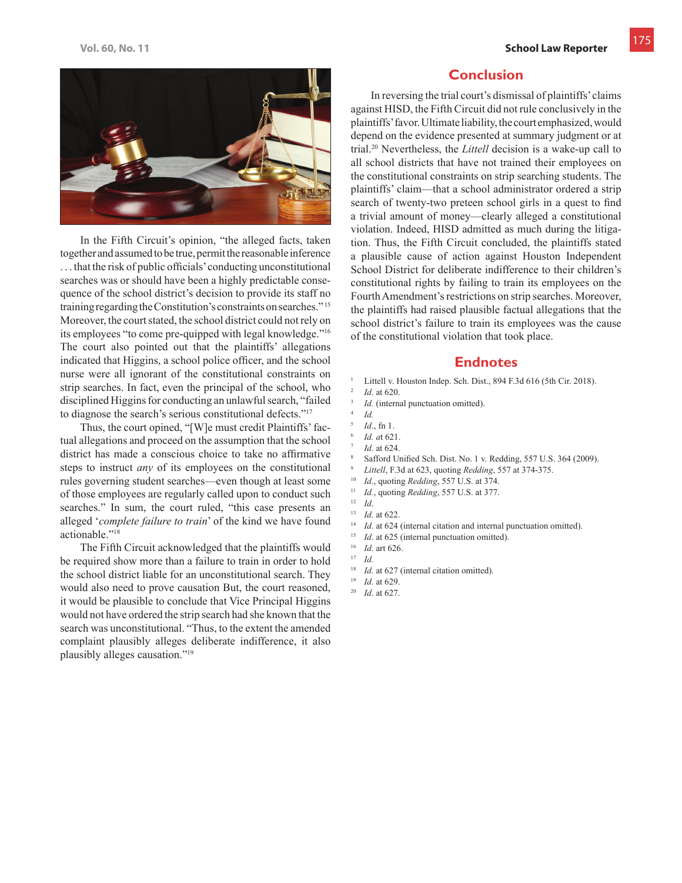In the Fifth Circuit's opinion, "the alleged facts, taken together and assumed to be true, permit the reasonable inference . . . that the risk of public officials' conducting unconstitutional searches was or should have been a highly predictable consequence of the school district's decision to provide its staff no training regarding the Constitution's constraints on searches."[15] Moreover, the court stated, the school district could not rely on its employees "to come pre-quipped with legal knowledge."[16] The court also pointed out that the plaintiffs' allegations indicated that Higgins, a school police officer, and the school nurse were all ignorant of the constitutional constraints on strip searches. In fact, even the principal of the school, who disciplined Higgins for conducting an unlawful search, "failed to diagnose the search's serious constitutional defects."[17]

Thus, the court opined, "[W]e must credit Plaintiffs' factual allegations and proceed on the assumption that the school district has made a conscious choice to take no affirmative steps to instruct *any* of its employees on the constitutional rules governing student searches—even though at least some of those employees are regularly called upon to conduct such searches." In sum, the court ruled, "this case presents an alleged '*complete failure to train*' of the kind we have found actionable."[18]

The Fifth Circuit acknowledged that the plaintiffs would be required show more than a failure to train in order to hold the school district liable for an unconstitutional search. They would also need to prove causation But, the court reasoned, it would be plausible to conclude that Vice Principal Higgins would not have ordered the strip search had she known that the search was unconstitutional. "Thus, to the extent the amended complaint plausibly alleges deliberate indifference, it also plausibly alleges causation."[19]

## Conclusion

In reversing the trial court's dismissal of plaintiffs' claims against HISD, the Fifth Circuit did not rule conclusively in the plaintiffs' favor. Ultimate liability, the court emphasized, would depend on the evidence presented at summary judgment or at trial.[20] Nevertheless, the *Littell* decision is a wake-up call to all school districts that have not trained their employees on the constitutional constraints on strip searching students. The plaintiffs' claim—that a school administrator ordered a strip search of twenty-two preteen school girls in a quest to find a trivial amount of money—clearly alleged a constitutional violation. Indeed, HISD admitted as much during the litigation. Thus, the Fifth Circuit concluded, the plaintiffs stated a plausible cause of action against Houston Independent School District for deliberate indifference to their children's constitutional rights by failing to train its employees on the Fourth Amendment's restrictions on strip searches. Moreover, the plaintiffs had raised plausible factual allegations that the school district's failure to train its employees was the cause of the constitutional violation that took place.

## Endnotes

1. Littell v. Houston Indep. Sch. Dist., 894 F.3d 616 (5th Cir. 2018).
2. *Id*. at 620.
3. *Id.* (internal punctuation omitted).
4. *Id.*
5. *Id*., fn 1.
6. *Id. at* 621.
7. *Id*. at 624.
8. Safford Unified Sch. Dist. No. 1 v. Redding, 557 U.S. 364 (2009).
9. *Littell*, F.3d at 623, quoting *Redding*, 557 at 374-375.
10. *Id*., quoting *Redding*, 557 U.S. at 374.
11. *Id.*, quoting *Redding*, 557 U.S. at 377.
12. *Id*.
13. *Id*. at 622.
14. *Id*. at 624 (internal citation and internal punctuation omitted).
15. *Id*. at 625 (internal punctuation omitted).
16. *Id*. art 626.
17. *Id.*
18. *Id*. at 627 (internal citation omitted).
19. *Id*. at 629.
20. *Id*. at 627.